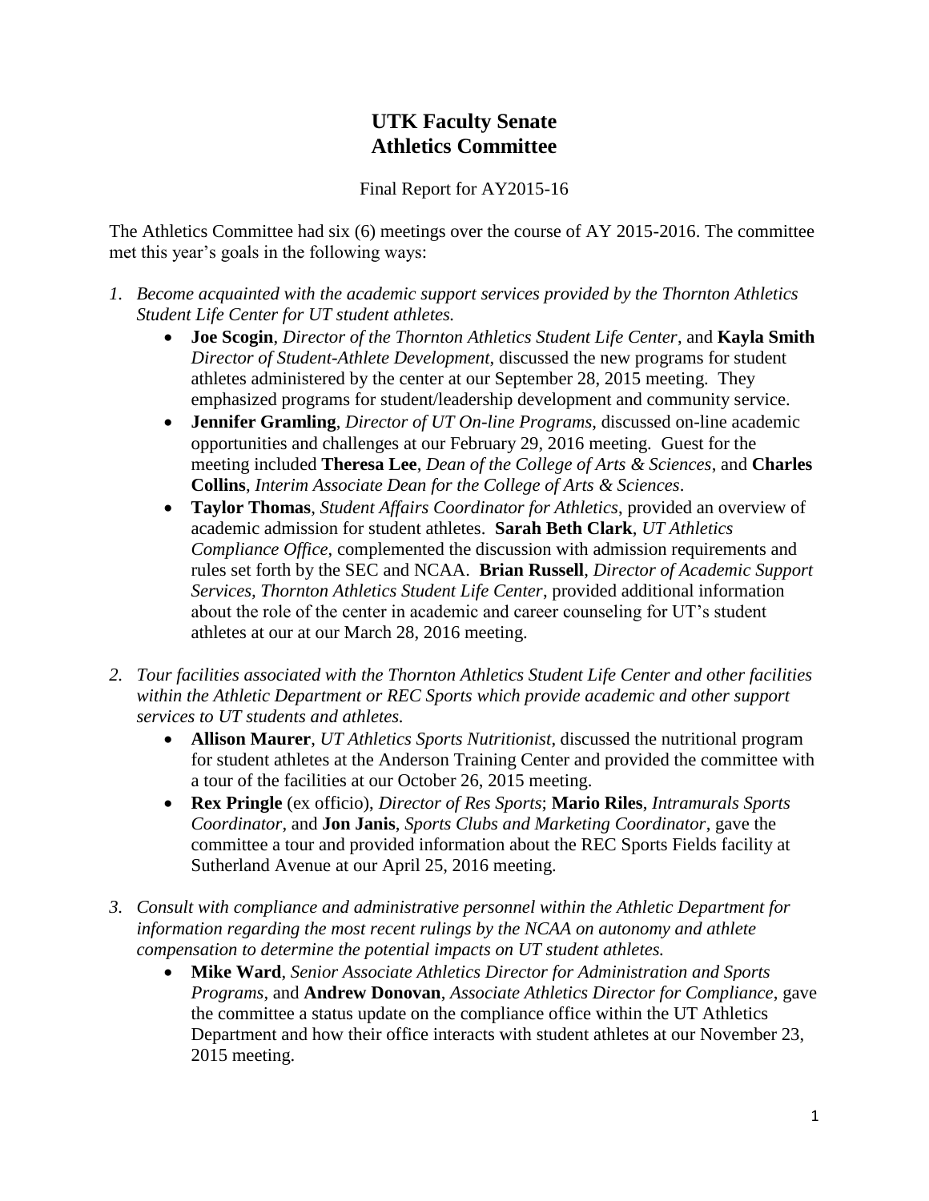# UTK Faculty Senate
# Athletics Committee

Final Report for AY2015-16

The Athletics Committee had six (6) meetings over the course of AY 2015-2016. The committee met this year's goals in the following ways:

1. *Become acquainted with the academic support services provided by the Thornton Athletics Student Life Center for UT student athletes.*
   - **Joe Scogin**, *Director of the Thornton Athletics Student Life Center*, and **Kayla Smith** *Director of Student-Athlete Development*, discussed the new programs for student athletes administered by the center at our September 28, 2015 meeting. They emphasized programs for student/leadership development and community service.
   - **Jennifer Gramling**, *Director of UT On-line Programs*, discussed on-line academic opportunities and challenges at our February 29, 2016 meeting. Guest for the meeting included **Theresa Lee**, *Dean of the College of Arts & Sciences*, and **Charles Collins**, *Interim Associate Dean for the College of Arts & Sciences*.
   - **Taylor Thomas**, *Student Affairs Coordinator for Athletics*, provided an overview of academic admission for student athletes. **Sarah Beth Clark**, *UT Athletics Compliance Office*, complemented the discussion with admission requirements and rules set forth by the SEC and NCAA. **Brian Russell**, *Director of Academic Support Services, Thornton Athletics Student Life Center*, provided additional information about the role of the center in academic and career counseling for UT's student athletes at our at our March 28, 2016 meeting.

2. *Tour facilities associated with the Thornton Athletics Student Life Center and other facilities within the Athletic Department or REC Sports which provide academic and other support services to UT students and athletes.*
   - **Allison Maurer**, *UT Athletics Sports Nutritionist*, discussed the nutritional program for student athletes at the Anderson Training Center and provided the committee with a tour of the facilities at our October 26, 2015 meeting.
   - **Rex Pringle** (ex officio), *Director of Res Sports*; **Mario Riles**, *Intramurals Sports Coordinator*, and **Jon Janis**, *Sports Clubs and Marketing Coordinator*, gave the committee a tour and provided information about the REC Sports Fields facility at Sutherland Avenue at our April 25, 2016 meeting.

3. *Consult with compliance and administrative personnel within the Athletic Department for information regarding the most recent rulings by the NCAA on autonomy and athlete compensation to determine the potential impacts on UT student athletes.*
   - **Mike Ward**, *Senior Associate Athletics Director for Administration and Sports Programs*, and **Andrew Donovan**, *Associate Athletics Director for Compliance*, gave the committee a status update on the compliance office within the UT Athletics Department and how their office interacts with student athletes at our November 23, 2015 meeting.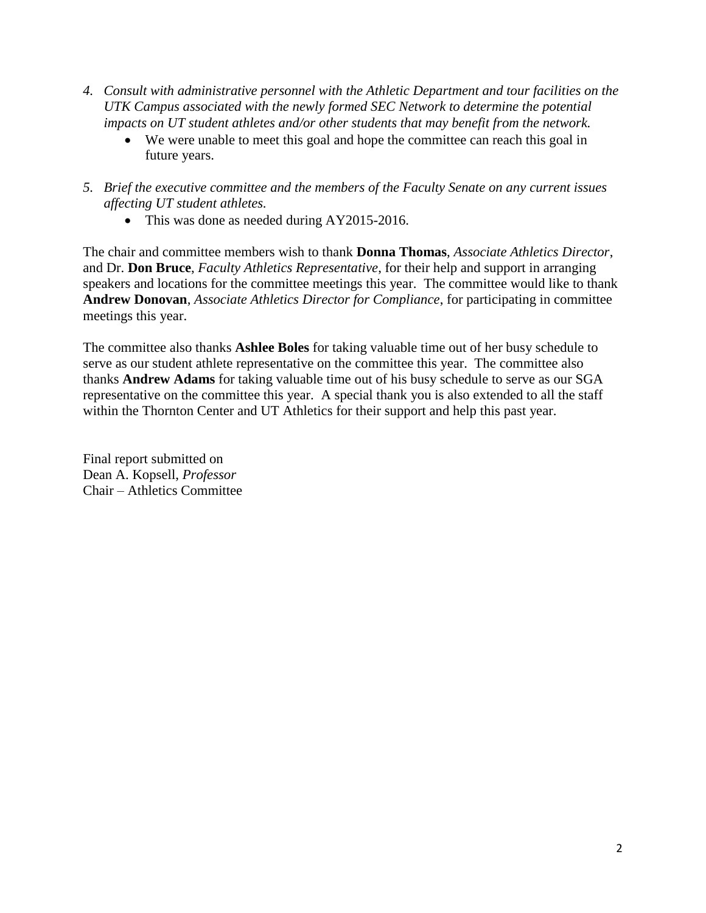4. *Consult with administrative personnel with the Athletic Department and tour facilities on the UTK Campus associated with the newly formed SEC Network to determine the potential impacts on UT student athletes and/or other students that may benefit from the network.*
    - We were unable to meet this goal and hope the committee can reach this goal in future years.

5. *Brief the executive committee and the members of the Faculty Senate on any current issues affecting UT student athletes.*
    - This was done as needed during AY2015-2016.

The chair and committee members wish to thank **Donna Thomas**, *Associate Athletics Director*, and Dr. **Don Bruce**, *Faculty Athletics Representative*, for their help and support in arranging speakers and locations for the committee meetings this year. The committee would like to thank **Andrew Donovan**, *Associate Athletics Director for Compliance*, for participating in committee meetings this year.

The committee also thanks **Ashlee Boles** for taking valuable time out of her busy schedule to serve as our student athlete representative on the committee this year. The committee also thanks **Andrew Adams** for taking valuable time out of his busy schedule to serve as our SGA representative on the committee this year. A special thank you is also extended to all the staff within the Thornton Center and UT Athletics for their support and help this past year.

Final report submitted on
Dean A. Kopsell, *Professor*
Chair – Athletics Committee